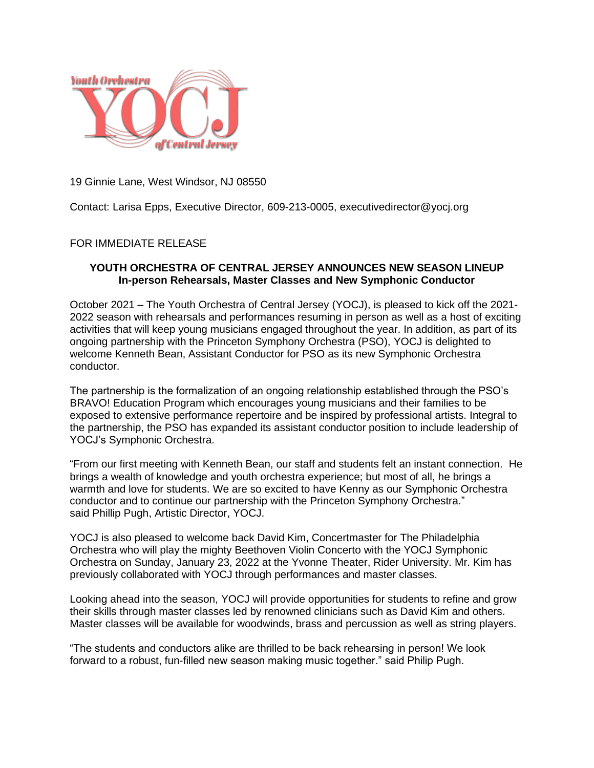19 Ginnie Lane, West Windsor, NJ 08550

Contact: Larisa Epps, Executive Director, 609-213-0005, executivedirector@yocj.org

FOR IMMEDIATE RELEASE

**YOUTH ORCHESTRA OF CENTRAL JERSEY ANNOUNCES NEW SEASON LINEUP**
**In-person Rehearsals, Master Classes and New Symphonic Conductor**

October 2021 – The Youth Orchestra of Central Jersey (YOCJ), is pleased to kick off the 2021-2022 season with rehearsals and performances resuming in person as well as a host of exciting activities that will keep young musicians engaged throughout the year. In addition, as part of its ongoing partnership with the Princeton Symphony Orchestra (PSO), YOCJ is delighted to welcome Kenneth Bean, Assistant Conductor for PSO as its new Symphonic Orchestra conductor.

The partnership is the formalization of an ongoing relationship established through the PSO's BRAVO! Education Program which encourages young musicians and their families to be exposed to extensive performance repertoire and be inspired by professional artists. Integral to the partnership, the PSO has expanded its assistant conductor position to include leadership of YOCJ's Symphonic Orchestra.

"From our first meeting with Kenneth Bean, our staff and students felt an instant connection. He brings a wealth of knowledge and youth orchestra experience; but most of all, he brings a warmth and love for students. We are so excited to have Kenny as our Symphonic Orchestra conductor and to continue our partnership with the Princeton Symphony Orchestra." said Phillip Pugh, Artistic Director, YOCJ.

YOCJ is also pleased to welcome back David Kim, Concertmaster for The Philadelphia Orchestra who will play the mighty Beethoven Violin Concerto with the YOCJ Symphonic Orchestra on Sunday, January 23, 2022 at the Yvonne Theater, Rider University. Mr. Kim has previously collaborated with YOCJ through performances and master classes.

Looking ahead into the season, YOCJ will provide opportunities for students to refine and grow their skills through master classes led by renowned clinicians such as David Kim and others. Master classes will be available for woodwinds, brass and percussion as well as string players.

"The students and conductors alike are thrilled to be back rehearsing in person! We look forward to a robust, fun-filled new season making music together." said Philip Pugh.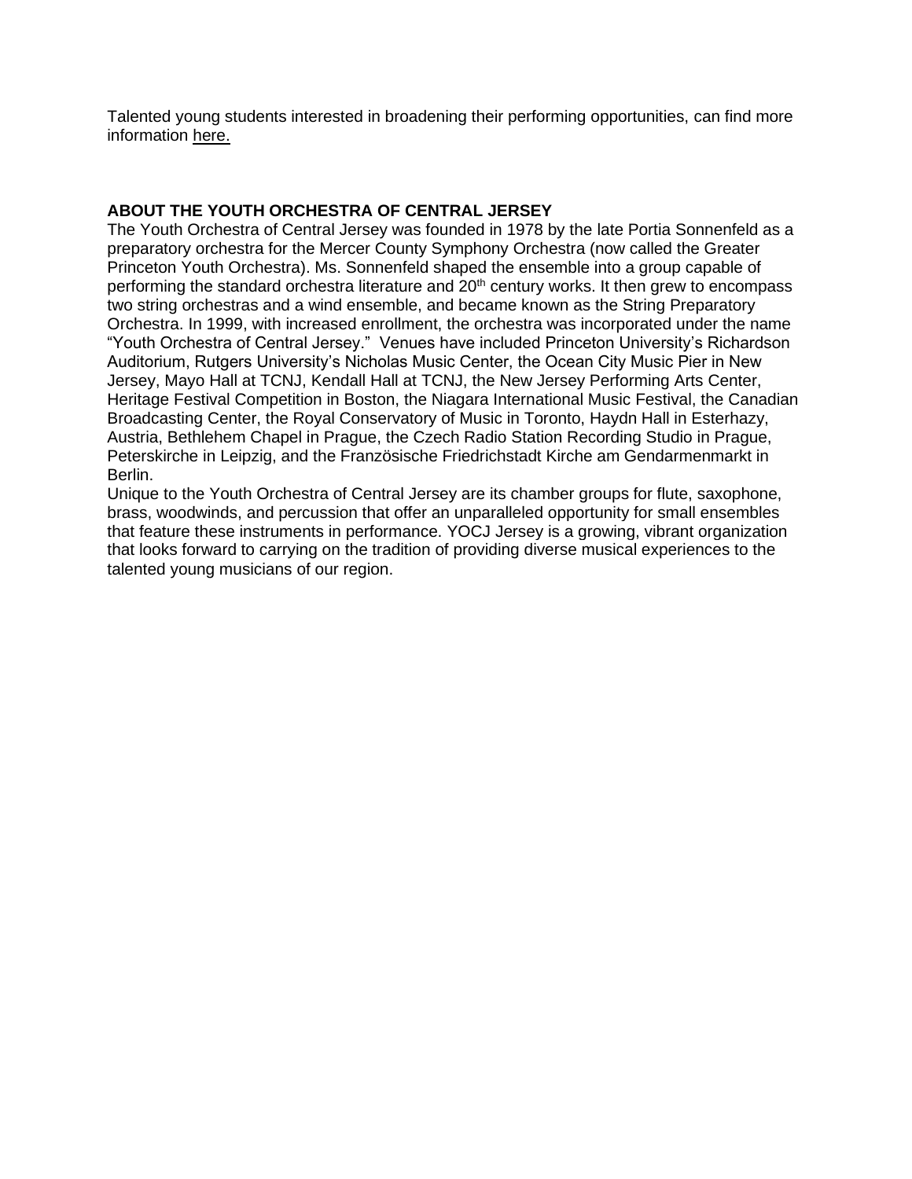Talented young students interested in broadening their performing opportunities, can find more information here.

**ABOUT THE YOUTH ORCHESTRA OF CENTRAL JERSEY**

The Youth Orchestra of Central Jersey was founded in 1978 by the late Portia Sonnenfeld as a preparatory orchestra for the Mercer County Symphony Orchestra (now called the Greater Princeton Youth Orchestra). Ms. Sonnenfeld shaped the ensemble into a group capable of performing the standard orchestra literature and 20th century works. It then grew to encompass two string orchestras and a wind ensemble, and became known as the String Preparatory Orchestra. In 1999, with increased enrollment, the orchestra was incorporated under the name "Youth Orchestra of Central Jersey." Venues have included Princeton University's Richardson Auditorium, Rutgers University's Nicholas Music Center, the Ocean City Music Pier in New Jersey, Mayo Hall at TCNJ, Kendall Hall at TCNJ, the New Jersey Performing Arts Center, Heritage Festival Competition in Boston, the Niagara International Music Festival, the Canadian Broadcasting Center, the Royal Conservatory of Music in Toronto, Haydn Hall in Esterhazy, Austria, Bethlehem Chapel in Prague, the Czech Radio Station Recording Studio in Prague, Peterskirche in Leipzig, and the Französische Friedrichstadt Kirche am Gendarmenmarkt in Berlin.

Unique to the Youth Orchestra of Central Jersey are its chamber groups for flute, saxophone, brass, woodwinds, and percussion that offer an unparalleled opportunity for small ensembles that feature these instruments in performance. YOCJ Jersey is a growing, vibrant organization that looks forward to carrying on the tradition of providing diverse musical experiences to the talented young musicians of our region.